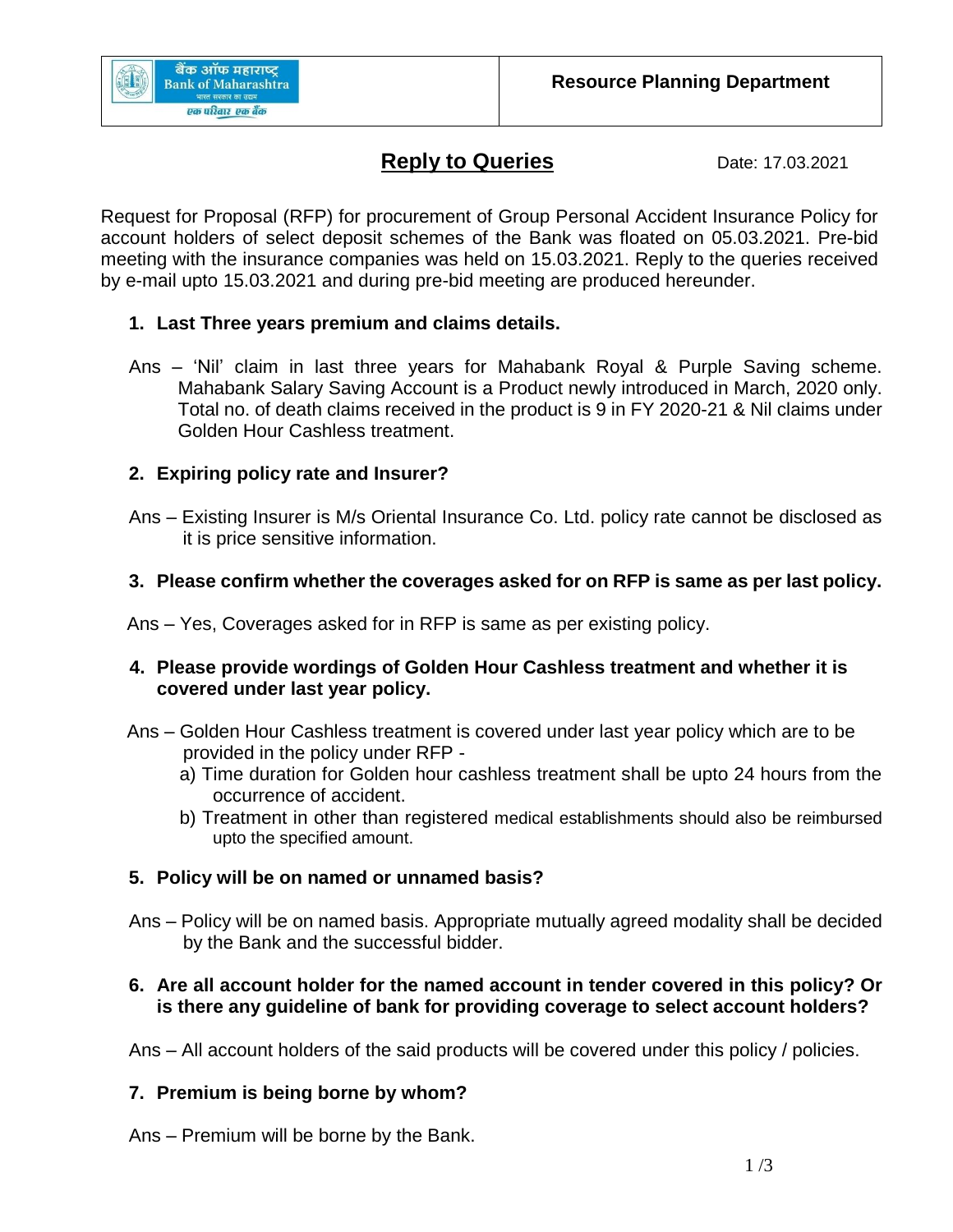बैंक ऑफ महाराष्ट्र
Bank of Maharashtra
भारत सरकार का उद्यम
एक परिवार एक बैंक

**Resource Planning Department**

# Reply to Queries

Date: 17.03.2021

Request for Proposal (RFP) for procurement of Group Personal Accident Insurance Policy for account holders of select deposit schemes of the Bank was floated on 05.03.2021. Pre-bid meeting with the insurance companies was held on 15.03.2021. Reply to the queries received by e-mail upto 15.03.2021 and during pre-bid meeting are produced hereunder.

1. **Last Three years premium and claims details.**

   Ans – 'Nil' claim in last three years for Mahabank Royal & Purple Saving scheme. Mahabank Salary Saving Account is a Product newly introduced in March, 2020 only. Total no. of death claims received in the product is 9 in FY 2020-21 & Nil claims under Golden Hour Cashless treatment.

2. **Expiring policy rate and Insurer?**

   Ans – Existing Insurer is M/s Oriental Insurance Co. Ltd. policy rate cannot be disclosed as it is price sensitive information.

3. **Please confirm whether the coverages asked for on RFP is same as per last policy.**

   Ans – Yes, Coverages asked for in RFP is same as per existing policy.

4. **Please provide wordings of Golden Hour Cashless treatment and whether it is covered under last year policy.**

   Ans – Golden Hour Cashless treatment is covered under last year policy which are to be provided in the policy under RFP -

   a) Time duration for Golden hour cashless treatment shall be upto 24 hours from the occurrence of accident.

   b) Treatment in other than registered medical establishments should also be reimbursed upto the specified amount.

5. **Policy will be on named or unnamed basis?**

   Ans – Policy will be on named basis. Appropriate mutually agreed modality shall be decided by the Bank and the successful bidder.

6. **Are all account holder for the named account in tender covered in this policy? Or is there any guideline of bank for providing coverage to select account holders?**

   Ans – All account holders of the said products will be covered under this policy / policies.

7. **Premium is being borne by whom?**

   Ans – Premium will be borne by the Bank.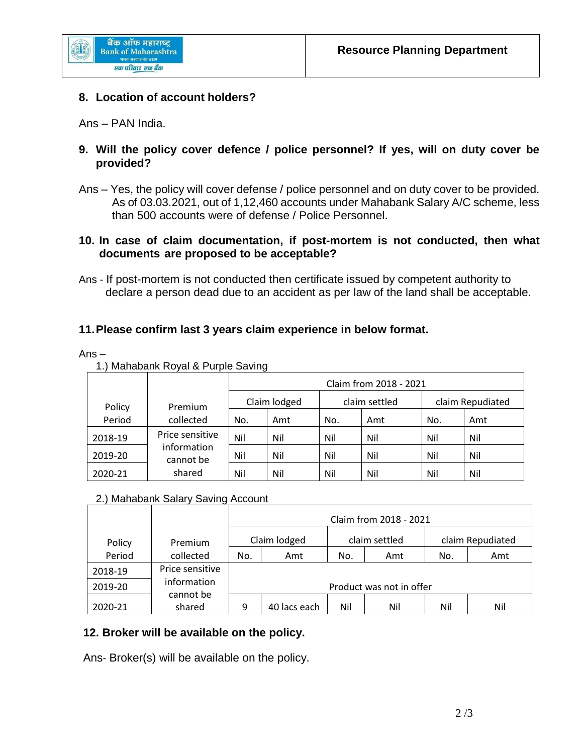**8. Location of account holders?**

Ans – PAN India.

**9. Will the policy cover defence / police personnel? If yes, will on duty cover be provided?**

Ans – Yes, the policy will cover defense / police personnel and on duty cover to be provided. As of 03.03.2021, out of 1,12,460 accounts under Mahabank Salary A/C scheme, less than 500 accounts were of defense / Police Personnel.

**10. In case of claim documentation, if post-mortem is not conducted, then what documents are proposed to be acceptable?**

Ans - If post-mortem is not conducted then certificate issued by competent authority to declare a person dead due to an accident as per law of the land shall be acceptable.

**11. Please confirm last 3 years claim experience in below format.**

Ans –

1.) Mahabank Royal & Purple Saving

| Policy Period | Premium collected | Claim from 2018 - 2021 | | | | | |
|---|---|---|---|---|---|---|---|
| | | Claim lodged | | claim settled | | claim Repudiated | |
| | | No. | Amt | No. | Amt | No. | Amt |
| 2018-19 | Price sensitive information cannot be shared | Nil | Nil | Nil | Nil | Nil | Nil |
| 2019-20 | | Nil | Nil | Nil | Nil | Nil | Nil |
| 2020-21 | | Nil | Nil | Nil | Nil | Nil | Nil |

2.) Mahabank Salary Saving Account

| Policy Period | Premium collected | Claim from 2018 - 2021 | | | | | |
|---|---|---|---|---|---|---|---|
| | | Claim lodged | | claim settled | | claim Repudiated | |
| | | No. | Amt | No. | Amt | No. | Amt |
| 2018-19 | Price sensitive information cannot be shared | Product was not in offer | | | | | |
| 2019-20 | | | | | | | |
| 2020-21 | | 9 | 40 lacs each | Nil | Nil | Nil | Nil |

**12. Broker will be available on the policy.**

Ans- Broker(s) will be available on the policy.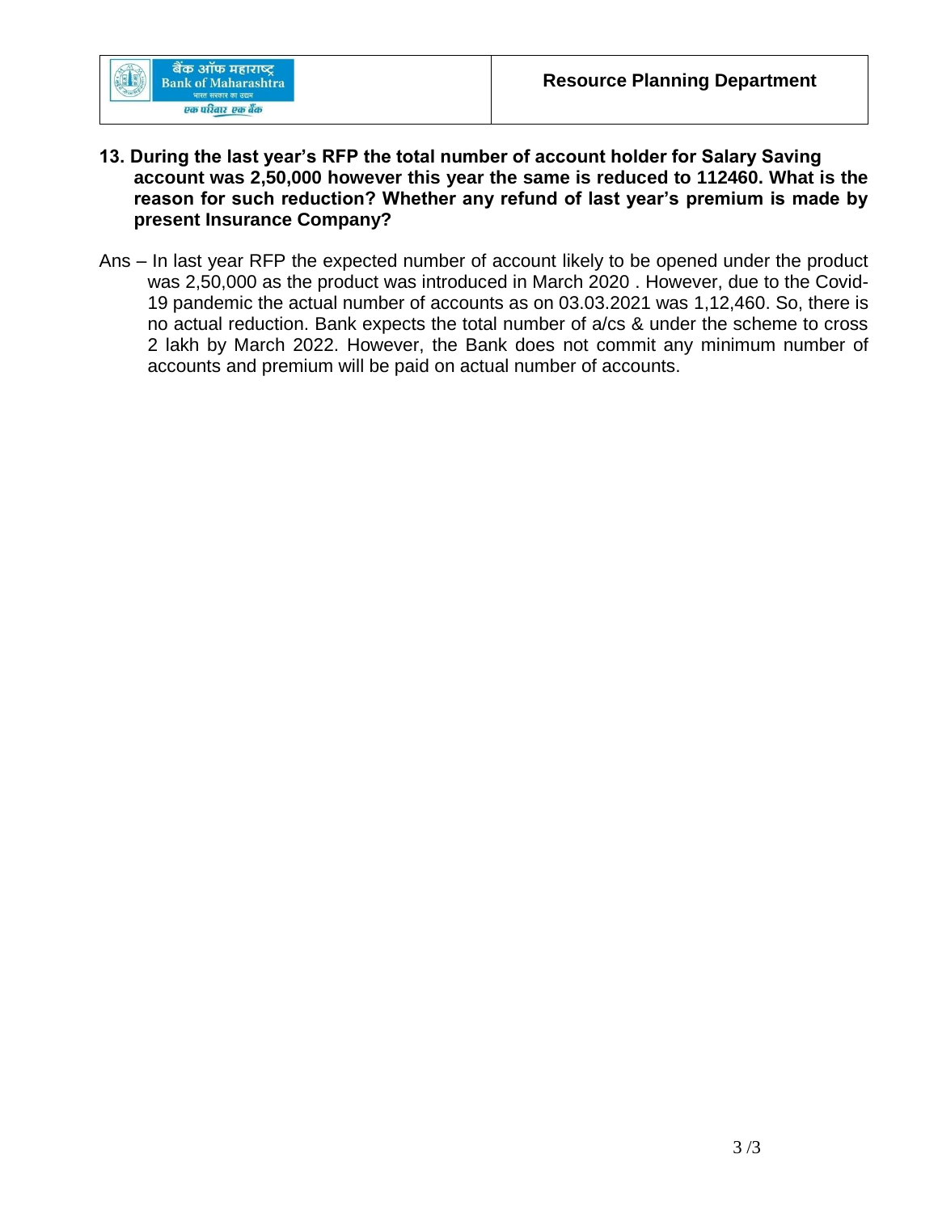**13. During the last year's RFP the total number of account holder for Salary Saving account was 2,50,000 however this year the same is reduced to 112460. What is the reason for such reduction? Whether any refund of last year's premium is made by present Insurance Company?**

Ans – In last year RFP the expected number of account likely to be opened under the product was 2,50,000 as the product was introduced in March 2020 . However, due to the Covid-19 pandemic the actual number of accounts as on 03.03.2021 was 1,12,460. So, there is no actual reduction. Bank expects the total number of a/cs & under the scheme to cross 2 lakh by March 2022. However, the Bank does not commit any minimum number of accounts and premium will be paid on actual number of accounts.